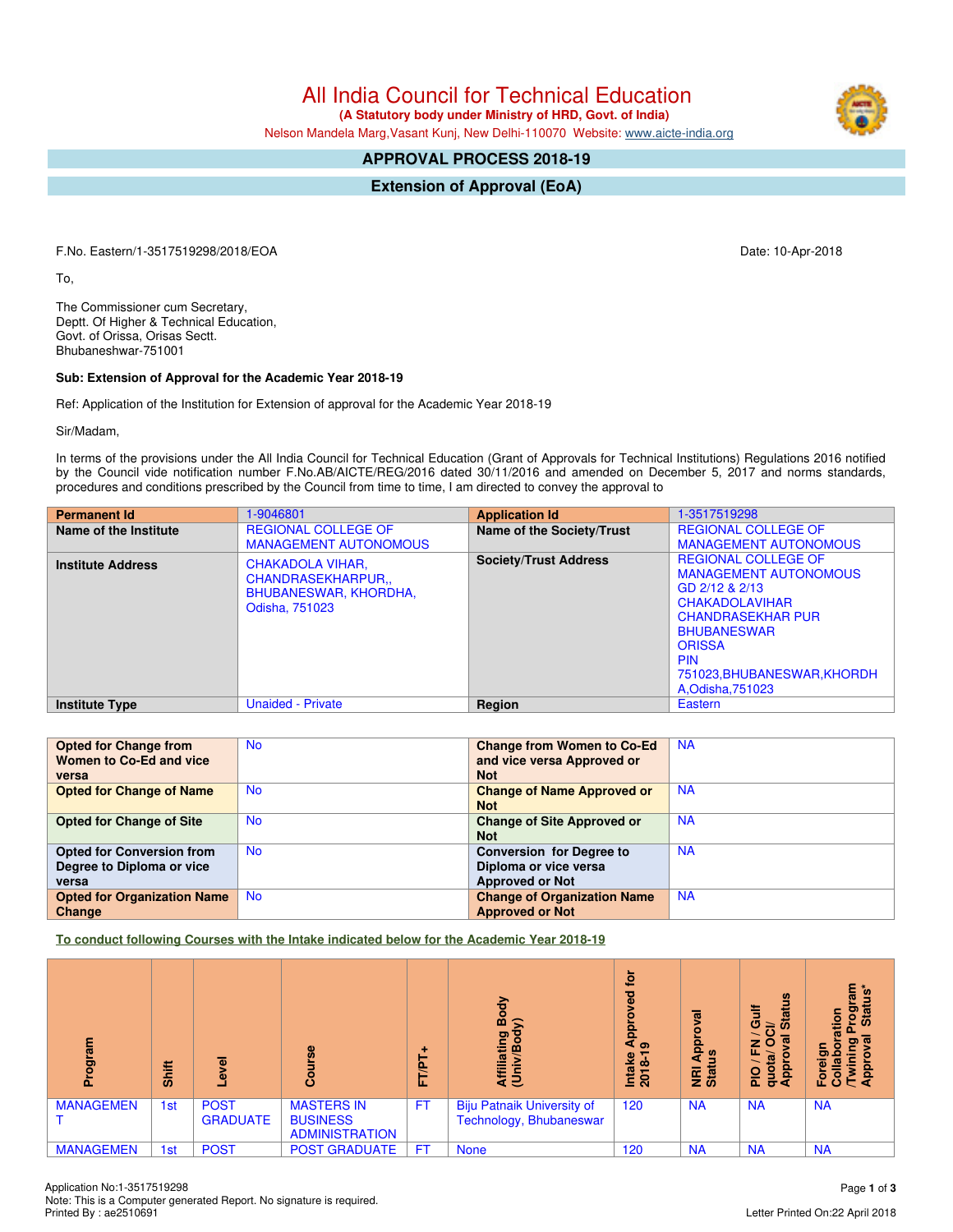# All India Council for Technical Education

**(A Statutory body under Ministry of HRD, Govt. of India)**

Nelson Mandela Marg,Vasant Kunj, New Delhi-110070 Website: www.aicte-india.org

## APPROVAL PROCESS 2018-19

## Extension of Approval (EoA)

F.No. Eastern/1-3517519298/2018/EOA

Date: 10-Apr-2018

To,

The Commissioner cum Secretary,
Deptt. Of Higher & Technical Education,
Govt. of Orissa, Orisas Sectt.
Bhubaneshwar-751001

**Sub: Extension of Approval for the Academic Year 2018-19**

Ref: Application of the Institution for Extension of approval for the Academic Year 2018-19

Sir/Madam,

In terms of the provisions under the All India Council for Technical Education (Grant of Approvals for Technical Institutions) Regulations 2016 notified by the Council vide notification number F.No.AB/AICTE/REG/2016 dated 30/11/2016 and amended on December 5, 2017 and norms standards, procedures and conditions prescribed by the Council from time to time, I am directed to convey the approval to

| **Permanent Id** | 1-9046801 | **Application Id** | 1-3517519298 |
|---|---|---|---|
| **Name of the Institute** | REGIONAL COLLEGE OF MANAGEMENT AUTONOMOUS | **Name of the Society/Trust** | REGIONAL COLLEGE OF MANAGEMENT AUTONOMOUS |
| **Institute Address** | CHAKADOLA VIHAR, CHANDRASEKHARPUR,, BHUBANESWAR, KHORDHA, Odisha, 751023 | **Society/Trust Address** | REGIONAL COLLEGE OF MANAGEMENT AUTONOMOUS GD 2/12 & 2/13 CHAKADOLAVIHAR CHANDRASEKHAR PUR BHUBANESWAR ORISSA PIN 751023,BHUBANESWAR,KHORDHA,Odisha,751023 |
| **Institute Type** | Unaided - Private | **Region** | Eastern |

| **Opted for Change from Women to Co-Ed and vice versa** | No | **Change from Women to Co-Ed and vice versa Approved or Not** | NA |
|---|---|---|---|
| **Opted for Change of Name** | No | **Change of Name Approved or Not** | NA |
| **Opted for Change of Site** | No | **Change of Site Approved or Not** | NA |
| **Opted for Conversion from Degree to Diploma or vice versa** | No | **Conversion for Degree to Diploma or vice versa Approved or Not** | NA |
| **Opted for Organization Name Change** | No | **Change of Organization Name Approved or Not** | NA |

**To conduct following Courses with the Intake indicated below for the Academic Year 2018-19**

| Program | Shift | Level | Course | FT/PT+ | Affiliating Body (Univ/Body) | Intake Approved for 2018-19 | NRI Approval Status | PIO / FN / Gulf quota/ OCI/ Approval Status | Foreign Collaboration /Twining Program Approval Status* |
|---|---|---|---|---|---|---|---|---|---|
| MANAGEMENT | 1st | POST GRADUATE | MASTERS IN BUSINESS ADMINISTRATION | FT | Biju Patnaik University of Technology, Bhubaneswar | 120 | NA | NA | NA |
| MANAGEMEN | 1st | POST | POST GRADUATE | FT | None | 120 | NA | NA | NA |

Application No:1-3517519298
Note: This is a Computer generated Report. No signature is required.
Printed By : ae2510691

Letter Printed On:22 April 2018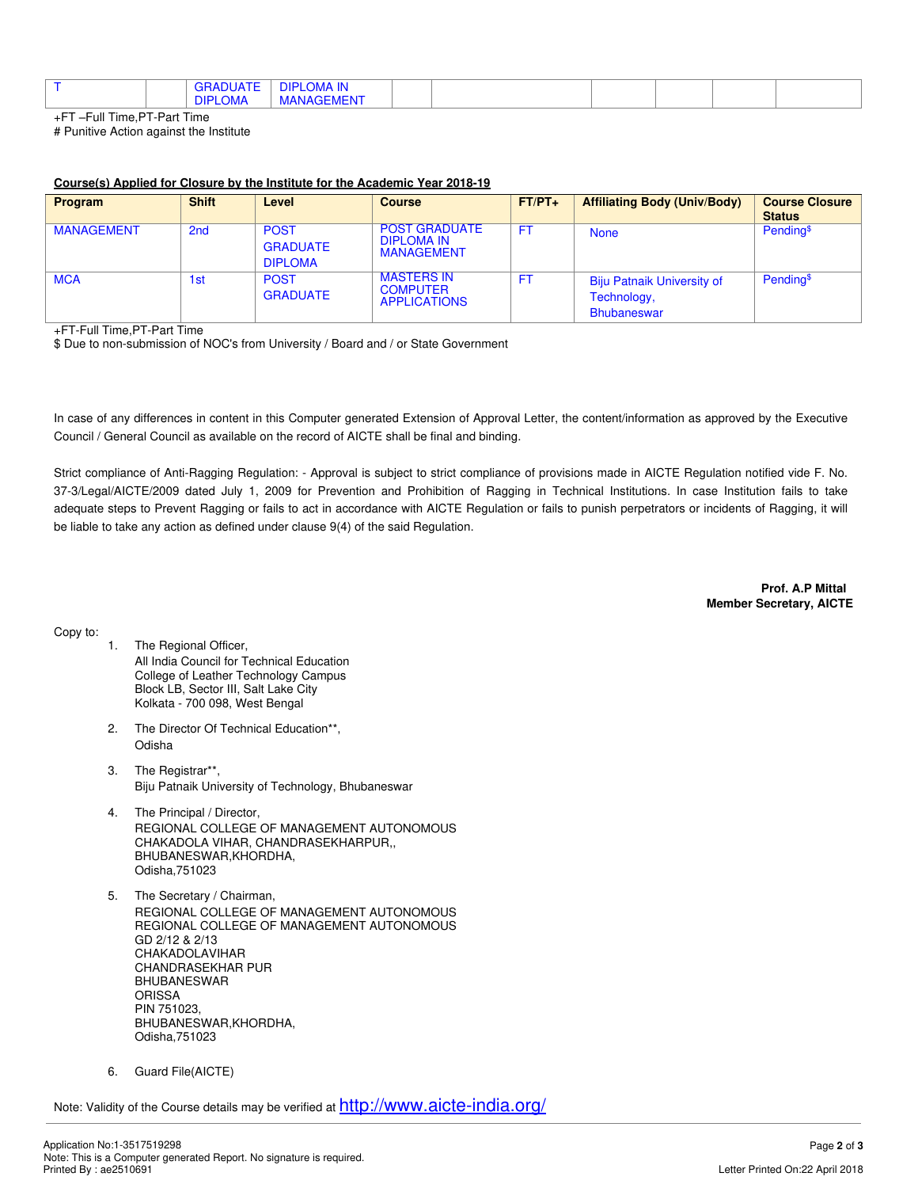| T | | GRADUATE DIPLOMA | DIPLOMA IN MANAGEMENT | | | | | | |
|---|---|---|---|---|---|---|---|---|---|

+FT –Full Time,PT-Part Time
# Punitive Action against the Institute

**Course(s) Applied for Closure by the Institute for the Academic Year 2018-19**

| Program | Shift | Level | Course | FT/PT+ | Affiliating Body (Univ/Body) | Course Closure Status |
|---|---|---|---|---|---|---|
| MANAGEMENT | 2nd | POST GRADUATE DIPLOMA | POST GRADUATE DIPLOMA IN MANAGEMENT | FT | None | Pending$ |
| MCA | 1st | POST GRADUATE | MASTERS IN COMPUTER APPLICATIONS | FT | Biju Patnaik University of Technology, Bhubaneswar | Pending$ |

+FT-Full Time,PT-Part Time
$ Due to non-submission of NOC's from University / Board and / or State Government

In case of any differences in content in this Computer generated Extension of Approval Letter, the content/information as approved by the Executive Council / General Council as available on the record of AICTE shall be final and binding.

Strict compliance of Anti-Ragging Regulation: - Approval is subject to strict compliance of provisions made in AICTE Regulation notified vide F. No. 37-3/Legal/AICTE/2009 dated July 1, 2009 for Prevention and Prohibition of Ragging in Technical Institutions. In case Institution fails to take adequate steps to Prevent Ragging or fails to act in accordance with AICTE Regulation or fails to punish perpetrators or incidents of Ragging, it will be liable to take any action as defined under clause 9(4) of the said Regulation.

**Prof. A.P Mittal**
**Member Secretary, AICTE**

Copy to:

1. The Regional Officer,
   All India Council for Technical Education
   College of Leather Technology Campus
   Block LB, Sector III, Salt Lake City
   Kolkata - 700 098, West Bengal

2. The Director Of Technical Education**,
   Odisha

3. The Registrar**,
   Biju Patnaik University of Technology, Bhubaneswar

4. The Principal / Director,
   REGIONAL COLLEGE OF MANAGEMENT AUTONOMOUS
   CHAKADOLA VIHAR, CHANDRASEKHARPUR,,
   BHUBANESWAR,KHORDHA,
   Odisha,751023

5. The Secretary / Chairman,
   REGIONAL COLLEGE OF MANAGEMENT AUTONOMOUS
   REGIONAL COLLEGE OF MANAGEMENT AUTONOMOUS
   GD 2/12 & 2/13
   CHAKADOLAVIHAR
   CHANDRASEKHAR PUR
   BHUBANESWAR
   ORISSA
   PIN 751023,
   BHUBANESWAR,KHORDHA,
   Odisha,751023

6. Guard File(AICTE)

Note: Validity of the Course details may be verified at http://www.aicte-india.org/

Application No:1-3517519298
Note: This is a Computer generated Report. No signature is required.
Printed By : ae2510691
Letter Printed On:22 April 2018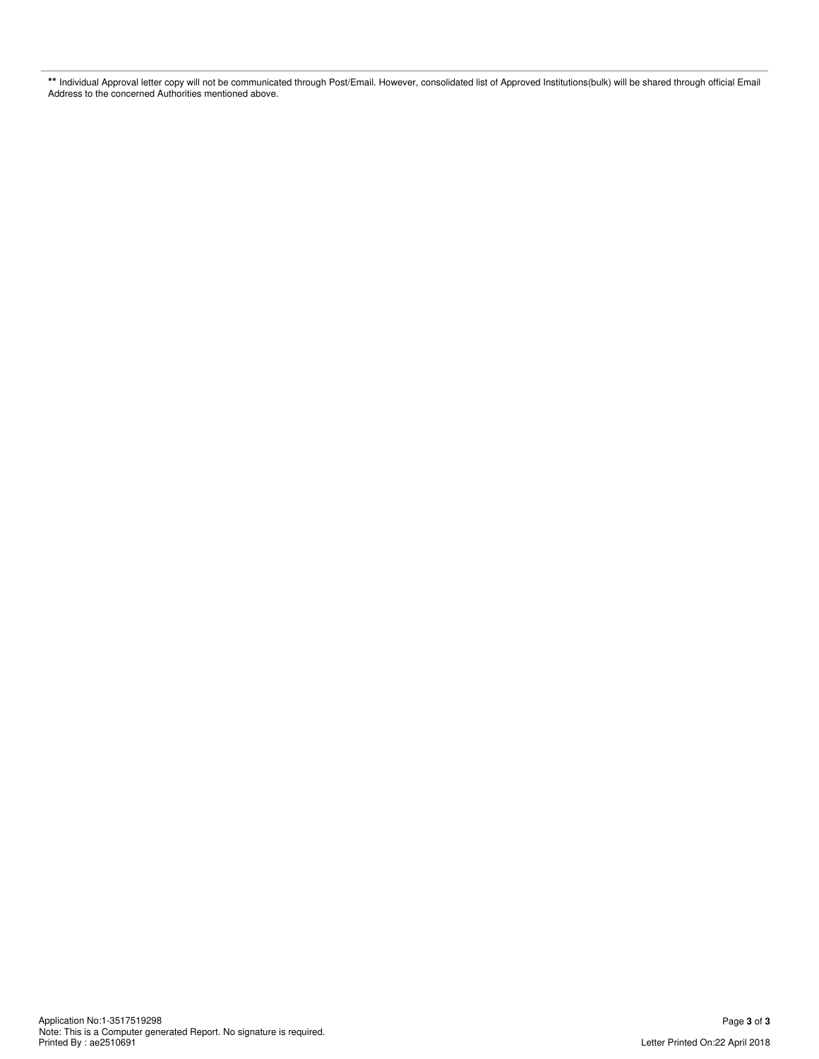** Individual Approval letter copy will not be communicated through Post/Email. However, consolidated list of Approved Institutions(bulk) will be shared through official Email Address to the concerned Authorities mentioned above.